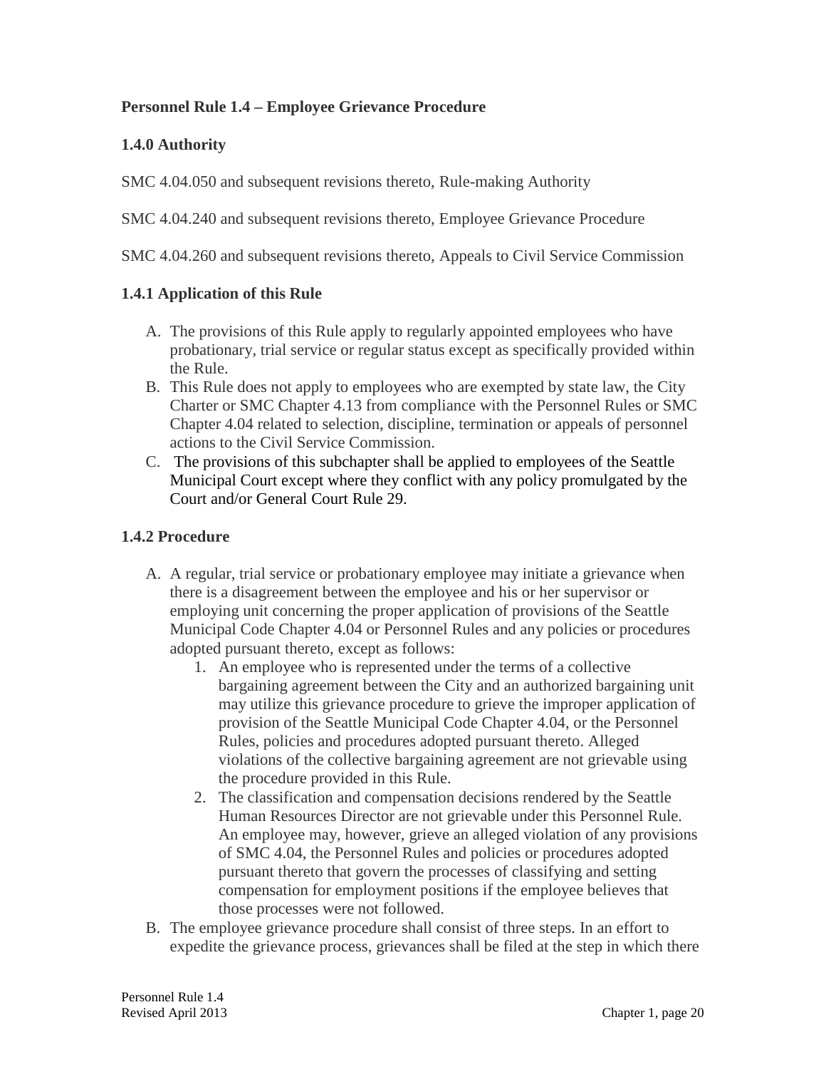### Personnel Rule 1.4 – Employee Grievance Procedure

#### 1.4.0 Authority

SMC 4.04.050 and subsequent revisions thereto, Rule-making Authority

SMC 4.04.240 and subsequent revisions thereto, Employee Grievance Procedure

SMC 4.04.260 and subsequent revisions thereto, Appeals to Civil Service Commission

#### 1.4.1 Application of this Rule

A. The provisions of this Rule apply to regularly appointed employees who have probationary, trial service or regular status except as specifically provided within the Rule.

B. This Rule does not apply to employees who are exempted by state law, the City Charter or SMC Chapter 4.13 from compliance with the Personnel Rules or SMC Chapter 4.04 related to selection, discipline, termination or appeals of personnel actions to the Civil Service Commission.

C. The provisions of this subchapter shall be applied to employees of the Seattle Municipal Court except where they conflict with any policy promulgated by the Court and/or General Court Rule 29.

#### 1.4.2 Procedure

A. A regular, trial service or probationary employee may initiate a grievance when there is a disagreement between the employee and his or her supervisor or employing unit concerning the proper application of provisions of the Seattle Municipal Code Chapter 4.04 or Personnel Rules and any policies or procedures adopted pursuant thereto, except as follows:

   1. An employee who is represented under the terms of a collective bargaining agreement between the City and an authorized bargaining unit may utilize this grievance procedure to grieve the improper application of provision of the Seattle Municipal Code Chapter 4.04, or the Personnel Rules, policies and procedures adopted pursuant thereto. Alleged violations of the collective bargaining agreement are not grievable using the procedure provided in this Rule.
   2. The classification and compensation decisions rendered by the Seattle Human Resources Director are not grievable under this Personnel Rule. An employee may, however, grieve an alleged violation of any provisions of SMC 4.04, the Personnel Rules and policies or procedures adopted pursuant thereto that govern the processes of classifying and setting compensation for employment positions if the employee believes that those processes were not followed.

B. The employee grievance procedure shall consist of three steps. In an effort to expedite the grievance process, grievances shall be filed at the step in which there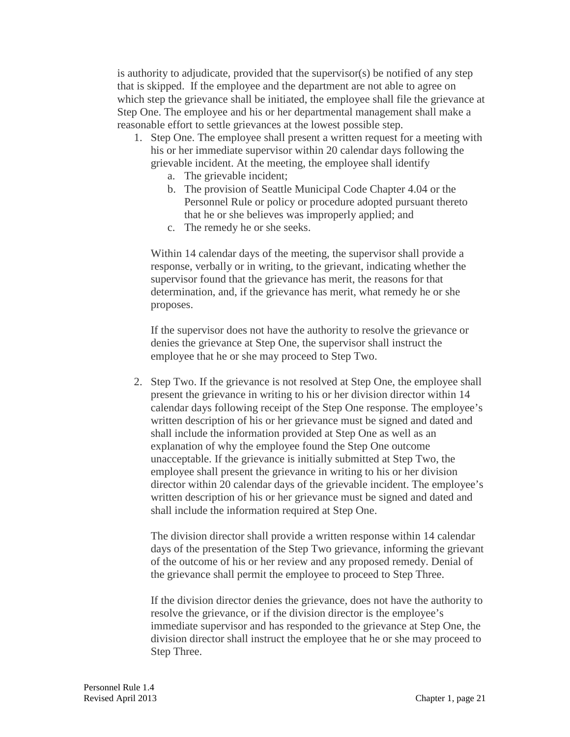is authority to adjudicate, provided that the supervisor(s) be notified of any step that is skipped. If the employee and the department are not able to agree on which step the grievance shall be initiated, the employee shall file the grievance at Step One. The employee and his or her departmental management shall make a reasonable effort to settle grievances at the lowest possible step.

1. Step One. The employee shall present a written request for a meeting with his or her immediate supervisor within 20 calendar days following the grievable incident. At the meeting, the employee shall identify
    a. The grievable incident;
    b. The provision of Seattle Municipal Code Chapter 4.04 or the Personnel Rule or policy or procedure adopted pursuant thereto that he or she believes was improperly applied; and
    c. The remedy he or she seeks.

    Within 14 calendar days of the meeting, the supervisor shall provide a response, verbally or in writing, to the grievant, indicating whether the supervisor found that the grievance has merit, the reasons for that determination, and, if the grievance has merit, what remedy he or she proposes.

    If the supervisor does not have the authority to resolve the grievance or denies the grievance at Step One, the supervisor shall instruct the employee that he or she may proceed to Step Two.

2. Step Two. If the grievance is not resolved at Step One, the employee shall present the grievance in writing to his or her division director within 14 calendar days following receipt of the Step One response. The employee's written description of his or her grievance must be signed and dated and shall include the information provided at Step One as well as an explanation of why the employee found the Step One outcome unacceptable. If the grievance is initially submitted at Step Two, the employee shall present the grievance in writing to his or her division director within 20 calendar days of the grievable incident. The employee's written description of his or her grievance must be signed and dated and shall include the information required at Step One.

    The division director shall provide a written response within 14 calendar days of the presentation of the Step Two grievance, informing the grievant of the outcome of his or her review and any proposed remedy. Denial of the grievance shall permit the employee to proceed to Step Three.

    If the division director denies the grievance, does not have the authority to resolve the grievance, or if the division director is the employee's immediate supervisor and has responded to the grievance at Step One, the division director shall instruct the employee that he or she may proceed to Step Three.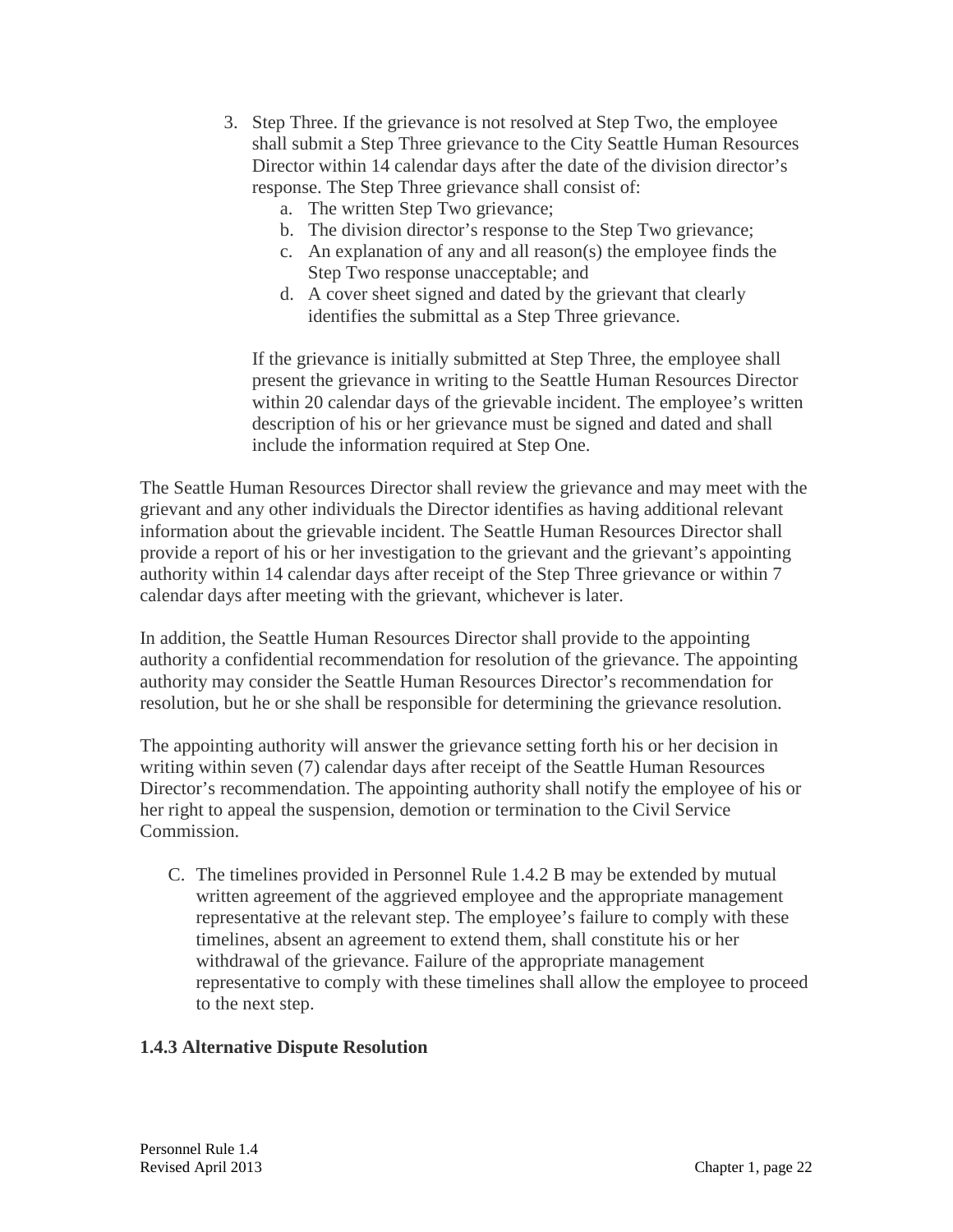3. Step Three. If the grievance is not resolved at Step Two, the employee shall submit a Step Three grievance to the City Seattle Human Resources Director within 14 calendar days after the date of the division director's response. The Step Three grievance shall consist of:
    a. The written Step Two grievance;
    b. The division director's response to the Step Two grievance;
    c. An explanation of any and all reason(s) the employee finds the Step Two response unacceptable; and
    d. A cover sheet signed and dated by the grievant that clearly identifies the submittal as a Step Three grievance.

    If the grievance is initially submitted at Step Three, the employee shall present the grievance in writing to the Seattle Human Resources Director within 20 calendar days of the grievable incident. The employee's written description of his or her grievance must be signed and dated and shall include the information required at Step One.

The Seattle Human Resources Director shall review the grievance and may meet with the grievant and any other individuals the Director identifies as having additional relevant information about the grievable incident. The Seattle Human Resources Director shall provide a report of his or her investigation to the grievant and the grievant's appointing authority within 14 calendar days after receipt of the Step Three grievance or within 7 calendar days after meeting with the grievant, whichever is later.

In addition, the Seattle Human Resources Director shall provide to the appointing authority a confidential recommendation for resolution of the grievance. The appointing authority may consider the Seattle Human Resources Director's recommendation for resolution, but he or she shall be responsible for determining the grievance resolution.

The appointing authority will answer the grievance setting forth his or her decision in writing within seven (7) calendar days after receipt of the Seattle Human Resources Director's recommendation. The appointing authority shall notify the employee of his or her right to appeal the suspension, demotion or termination to the Civil Service Commission.

C. The timelines provided in Personnel Rule 1.4.2 B may be extended by mutual written agreement of the aggrieved employee and the appropriate management representative at the relevant step. The employee's failure to comply with these timelines, absent an agreement to extend them, shall constitute his or her withdrawal of the grievance. Failure of the appropriate management representative to comply with these timelines shall allow the employee to proceed to the next step.

### 1.4.3 Alternative Dispute Resolution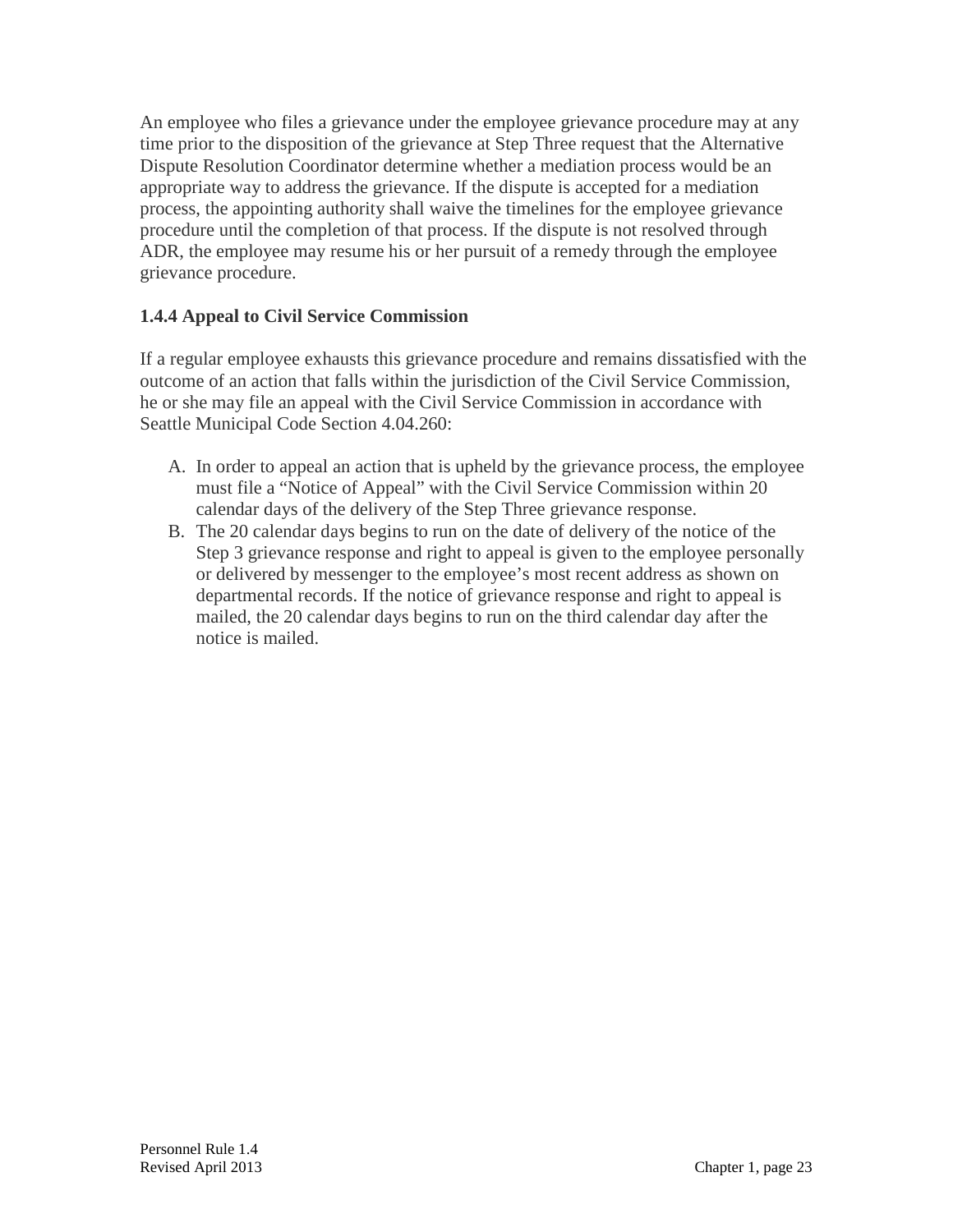An employee who files a grievance under the employee grievance procedure may at any time prior to the disposition of the grievance at Step Three request that the Alternative Dispute Resolution Coordinator determine whether a mediation process would be an appropriate way to address the grievance. If the dispute is accepted for a mediation process, the appointing authority shall waive the timelines for the employee grievance procedure until the completion of that process. If the dispute is not resolved through ADR, the employee may resume his or her pursuit of a remedy through the employee grievance procedure.

### 1.4.4 Appeal to Civil Service Commission

If a regular employee exhausts this grievance procedure and remains dissatisfied with the outcome of an action that falls within the jurisdiction of the Civil Service Commission, he or she may file an appeal with the Civil Service Commission in accordance with Seattle Municipal Code Section 4.04.260:

A. In order to appeal an action that is upheld by the grievance process, the employee must file a "Notice of Appeal" with the Civil Service Commission within 20 calendar days of the delivery of the Step Three grievance response.
B. The 20 calendar days begins to run on the date of delivery of the notice of the Step 3 grievance response and right to appeal is given to the employee personally or delivered by messenger to the employee's most recent address as shown on departmental records. If the notice of grievance response and right to appeal is mailed, the 20 calendar days begins to run on the third calendar day after the notice is mailed.